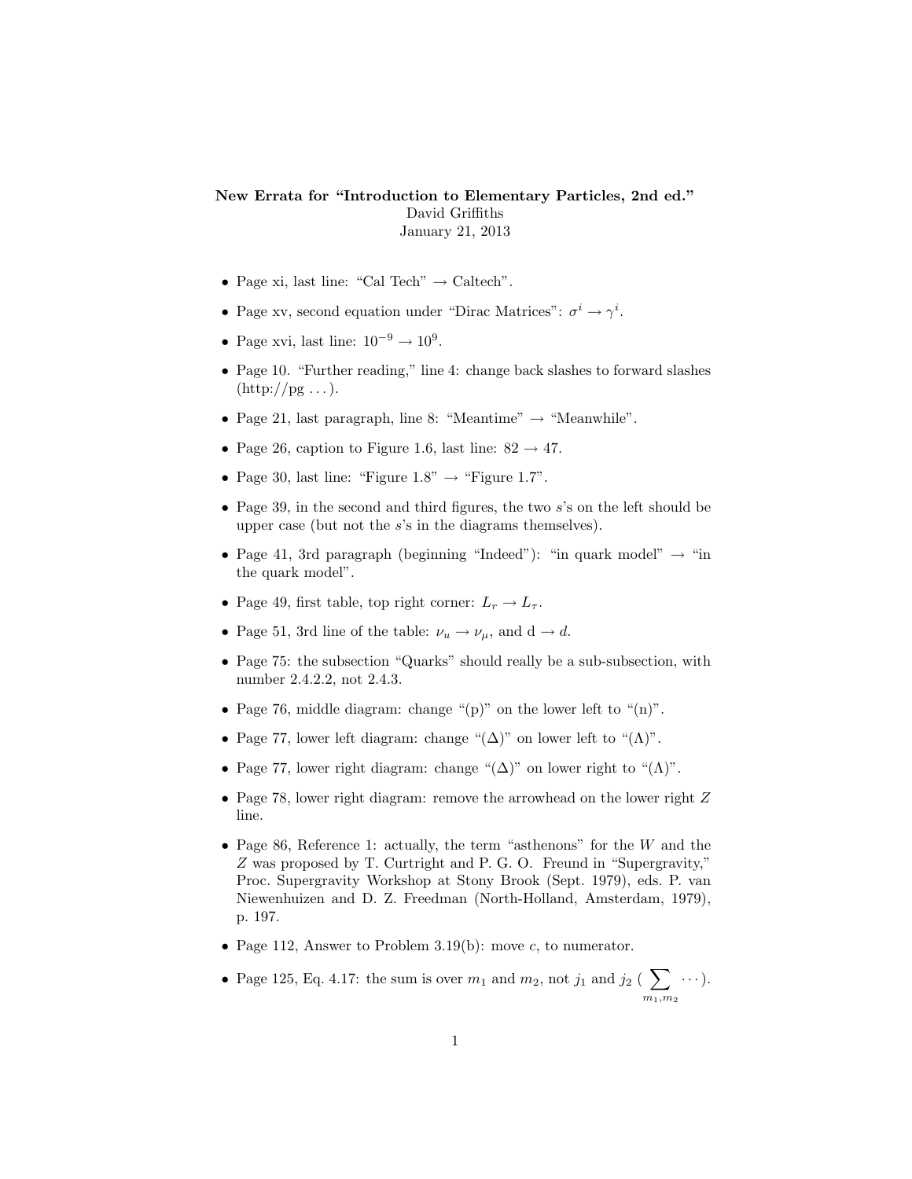**New Errata for "Introduction to Elementary Particles, 2nd ed."**
David Griffiths
January 21, 2013

- Page xi, last line: "Cal Tech" → Caltech".
- Page xv, second equation under "Dirac Matrices": $\sigma^i \to \gamma^i$.
- Page xvi, last line: $10^{-9} \to 10^9$.
- Page 10. "Further reading," line 4: change back slashes to forward slashes (http://pg ...).
- Page 21, last paragraph, line 8: "Meantime" → "Meanwhile".
- Page 26, caption to Figure 1.6, last line: 82 → 47.
- Page 30, last line: "Figure 1.8" → "Figure 1.7".
- Page 39, in the second and third figures, the two $s$'s on the left should be upper case (but not the $s$'s in the diagrams themselves).
- Page 41, 3rd paragraph (beginning "Indeed"): "in quark model" → "in the quark model".
- Page 49, first table, top right corner: $L_r \to L_\tau$.
- Page 51, 3rd line of the table: $\nu_u \to \nu_\mu$, and $\mathrm{d} \to d$.
- Page 75: the subsection "Quarks" should really be a sub-subsection, with number 2.4.2.2, not 2.4.3.
- Page 76, middle diagram: change "(p)" on the lower left to "(n)".
- Page 77, lower left diagram: change "($\Delta$)" on lower left to "($\Lambda$)".
- Page 77, lower right diagram: change "($\Delta$)" on lower right to "($\Lambda$)".
- Page 78, lower right diagram: remove the arrowhead on the lower right $Z$ line.
- Page 86, Reference 1: actually, the term "asthenons" for the $W$ and the $Z$ was proposed by T. Curtright and P. G. O. Freund in "Supergravity," Proc. Supergravity Workshop at Stony Brook (Sept. 1979), eds. P. van Niewenhuizen and D. Z. Freedman (North-Holland, Amsterdam, 1979), p. 197.
- Page 112, Answer to Problem 3.19(b): move $c$, to numerator.
- Page 125, Eq. 4.17: the sum is over $m_1$ and $m_2$, not $j_1$ and $j_2$ ($\sum\limits_{m_1,m_2} \cdots$).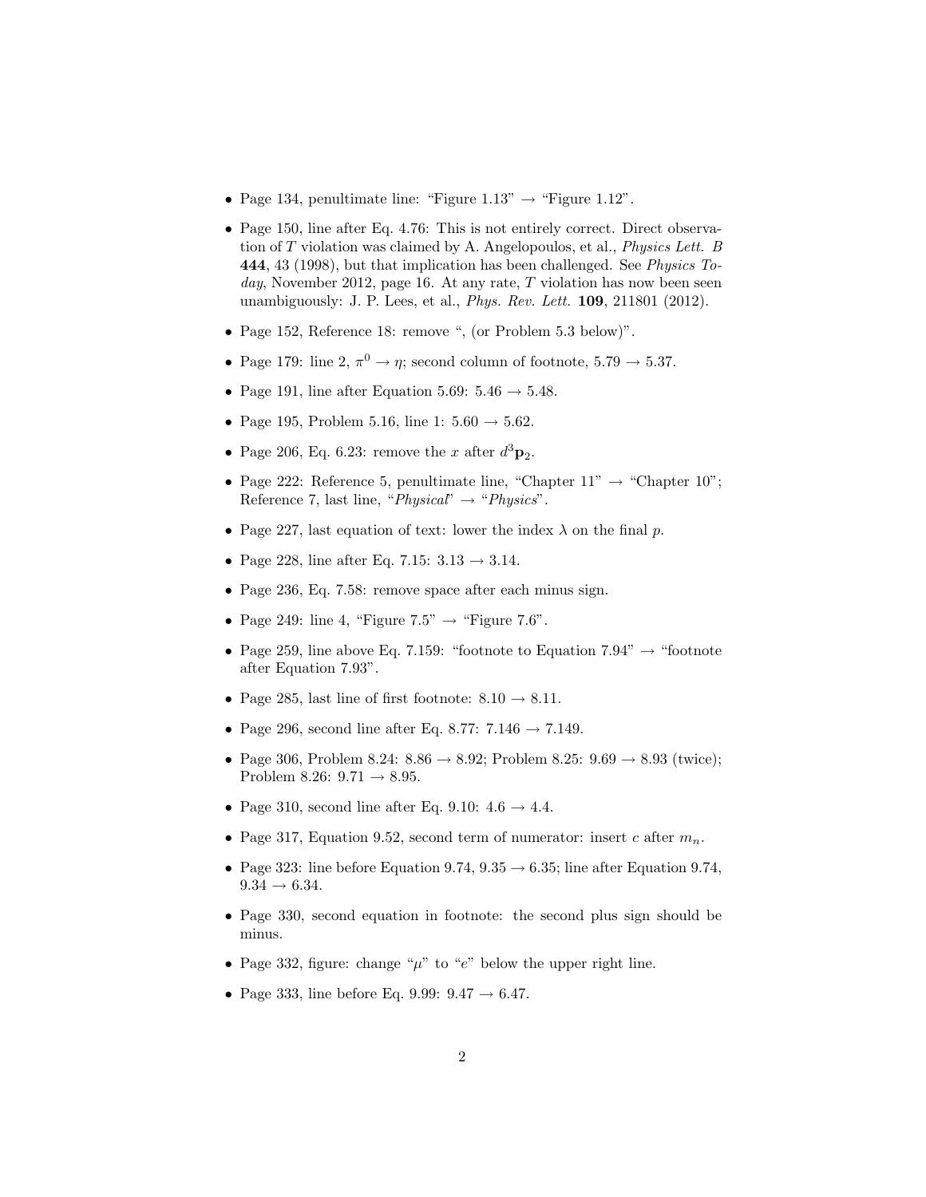- Page 134, penultimate line: "Figure 1.13" → "Figure 1.12".
- Page 150, line after Eq. 4.76: This is not entirely correct. Direct observation of $T$ violation was claimed by A. Angelopoulos, et al., *Physics Lett. B* **444**, 43 (1998), but that implication has been challenged. See *Physics Today*, November 2012, page 16. At any rate, $T$ violation has now been seen unambiguously: J. P. Lees, et al., *Phys. Rev. Lett.* **109**, 211801 (2012).
- Page 152, Reference 18: remove ", (or Problem 5.3 below)".
- Page 179: line 2, $\pi^0 \to \eta$; second column of footnote, 5.79 → 5.37.
- Page 191, line after Equation 5.69: 5.46 → 5.48.
- Page 195, Problem 5.16, line 1: 5.60 → 5.62.
- Page 206, Eq. 6.23: remove the $x$ after $d^3\mathbf{p}_2$.
- Page 222: Reference 5, penultimate line, "Chapter 11" → "Chapter 10"; Reference 7, last line, "*Physical*" → "*Physics*".
- Page 227, last equation of text: lower the index $\lambda$ on the final $p$.
- Page 228, line after Eq. 7.15: 3.13 → 3.14.
- Page 236, Eq. 7.58: remove space after each minus sign.
- Page 249: line 4, "Figure 7.5" → "Figure 7.6".
- Page 259, line above Eq. 7.159: "footnote to Equation 7.94" → "footnote after Equation 7.93".
- Page 285, last line of first footnote: 8.10 → 8.11.
- Page 296, second line after Eq. 8.77: 7.146 → 7.149.
- Page 306, Problem 8.24: 8.86 → 8.92; Problem 8.25: 9.69 → 8.93 (twice); Problem 8.26: 9.71 → 8.95.
- Page 310, second line after Eq. 9.10: 4.6 → 4.4.
- Page 317, Equation 9.52, second term of numerator: insert $c$ after $m_n$.
- Page 323: line before Equation 9.74, 9.35 → 6.35; line after Equation 9.74, 9.34 → 6.34.
- Page 330, second equation in footnote: the second plus sign should be minus.
- Page 332, figure: change "$\mu$" to "$e$" below the upper right line.
- Page 333, line before Eq. 9.99: 9.47 → 6.47.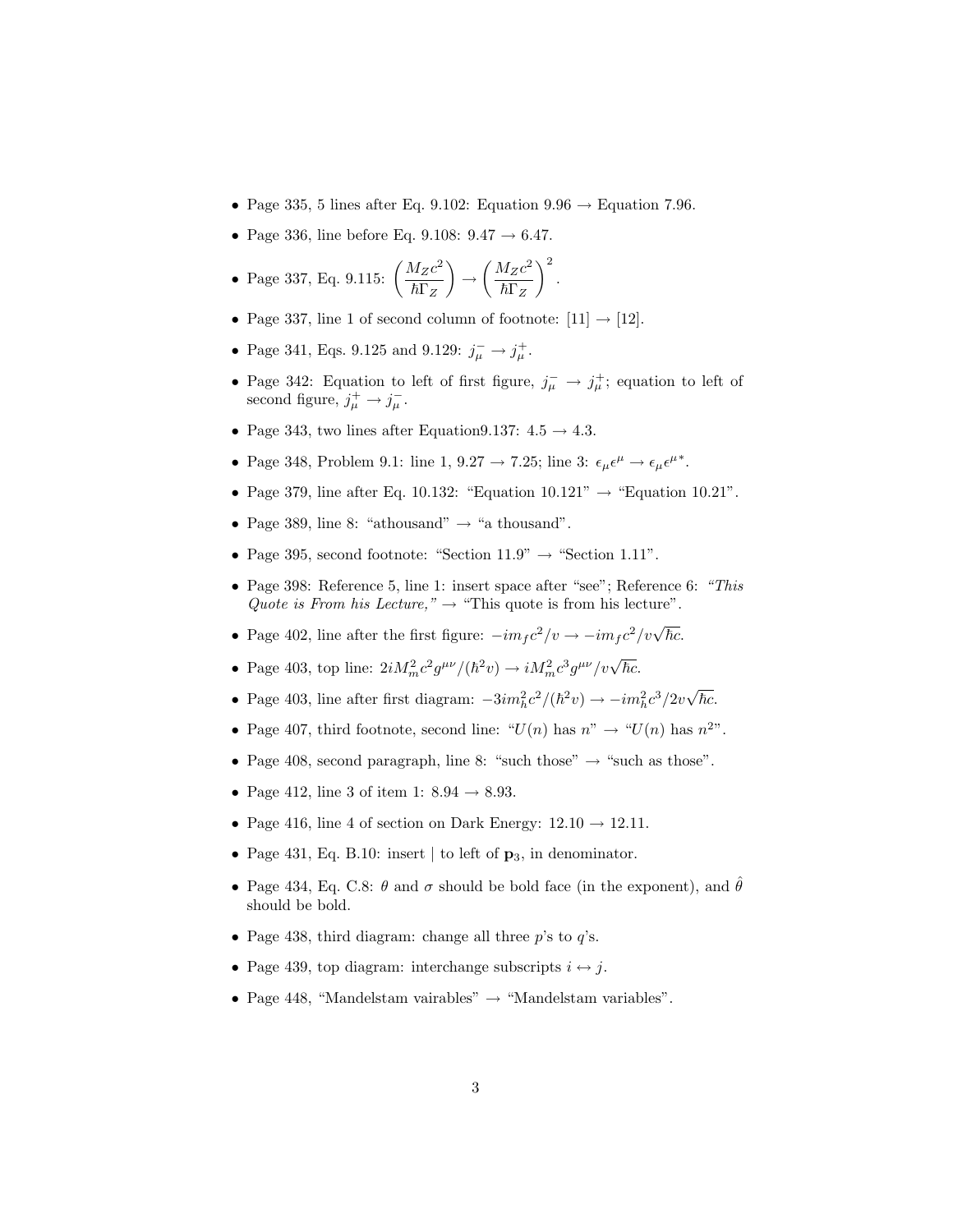- Page 335, 5 lines after Eq. 9.102: Equation 9.96 → Equation 7.96.
- Page 336, line before Eq. 9.108: 9.47 → 6.47.
- Page 337, Eq. 9.115: $\left(\frac{M_Z c^2}{\hbar \Gamma_Z}\right) \to \left(\frac{M_Z c^2}{\hbar \Gamma_Z}\right)^2$.
- Page 337, line 1 of second column of footnote: [11] → [12].
- Page 341, Eqs. 9.125 and 9.129: $j^-_\mu \to j^+_\mu$.
- Page 342: Equation to left of first figure, $j^-_\mu \to j^+_\mu$; equation to left of second figure, $j^+_\mu \to j^-_\mu$.
- Page 343, two lines after Equation9.137: 4.5 → 4.3.
- Page 348, Problem 9.1: line 1, 9.27 → 7.25; line 3: $\epsilon_\mu \epsilon^\mu \to \epsilon_\mu \epsilon^{\mu *}$.
- Page 379, line after Eq. 10.132: "Equation 10.121" → "Equation 10.21".
- Page 389, line 8: "athousand" → "a thousand".
- Page 395, second footnote: "Section 11.9" → "Section 1.11".
- Page 398: Reference 5, line 1: insert space after "see"; Reference 6: *"This Quote is From his Lecture,"* → "This quote is from his lecture".
- Page 402, line after the first figure: $-im_f c^2/v \to -im_f c^2/v\sqrt{\hbar c}$.
- Page 403, top line: $2iM_m^2 c^2 g^{\mu\nu}/(\hbar^2 v) \to iM_m^2 c^3 g^{\mu\nu}/v\sqrt{\hbar c}$.
- Page 403, line after first diagram: $-3im_h^2 c^2/(\hbar^2 v) \to -im_h^2 c^3/2v\sqrt{\hbar c}$.
- Page 407, third footnote, second line: "$U(n)$ has $n$" → "$U(n)$ has $n^2$".
- Page 408, second paragraph, line 8: "such those" → "such as those".
- Page 412, line 3 of item 1: 8.94 → 8.93.
- Page 416, line 4 of section on Dark Energy: 12.10 → 12.11.
- Page 431, Eq. B.10: insert | to left of $\mathbf{p}_3$, in denominator.
- Page 434, Eq. C.8: $\theta$ and $\sigma$ should be bold face (in the exponent), and $\hat{\theta}$ should be bold.
- Page 438, third diagram: change all three $p$'s to $q$'s.
- Page 439, top diagram: interchange subscripts $i \leftrightarrow j$.
- Page 448, "Mandelstam vairables" → "Mandelstam variables".